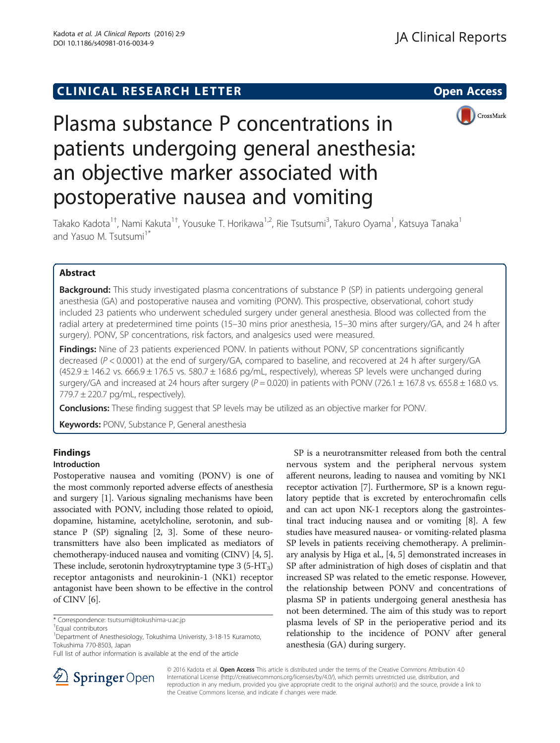CLINICAL RESEARCH LETTER

Open Access

# Plasma substance P concentrations in patients undergoing general anesthesia: an objective marker associated with postoperative nausea and vomiting

Takako Kadota[1†], Nami Kakuta[1†], Yousuke T. Horikawa[1,2], Rie Tsutsumi[3], Takuro Oyama[1], Katsuya Tanaka[1] and Yasuo M. Tsutsumi[1*]

## Abstract

**Background:** This study investigated plasma concentrations of substance P (SP) in patients undergoing general anesthesia (GA) and postoperative nausea and vomiting (PONV). This prospective, observational, cohort study included 23 patients who underwent scheduled surgery under general anesthesia. Blood was collected from the radial artery at predetermined time points (15–30 mins prior anesthesia, 15–30 mins after surgery/GA, and 24 h after surgery). PONV, SP concentrations, risk factors, and analgesics used were measured.

**Findings:** Nine of 23 patients experienced PONV. In patients without PONV, SP concentrations significantly decreased ($P < 0.0001$) at the end of surgery/GA, compared to baseline, and recovered at 24 h after surgery/GA (452.9 ± 146.2 vs. 666.9 ± 176.5 vs. 580.7 ± 168.6 pg/mL, respectively), whereas SP levels were unchanged during surgery/GA and increased at 24 hours after surgery ($P = 0.020$) in patients with PONV (726.1 ± 167.8 vs. 655.8 ± 168.0 vs. 779.7 ± 220.7 pg/mL, respectively).

**Conclusions:** These finding suggest that SP levels may be utilized as an objective marker for PONV.

**Keywords:** PONV, Substance P, General anesthesia

## Findings

### Introduction

Postoperative nausea and vomiting (PONV) is one of the most commonly reported adverse effects of anesthesia and surgery [1]. Various signaling mechanisms have been associated with PONV, including those related to opioid, dopamine, histamine, acetylcholine, serotonin, and substance P (SP) signaling [2, 3]. Some of these neurotransmitters have also been implicated as mediators of chemotherapy-induced nausea and vomiting (CINV) [4, 5]. These include, serotonin hydroxytryptamine type 3 (5-$HT_3$) receptor antagonists and neurokinin-1 (NK1) receptor antagonist have been shown to be effective in the control of CINV [6].

SP is a neurotransmitter released from both the central nervous system and the peripheral nervous system afferent neurons, leading to nausea and vomiting by NK1 receptor activation [7]. Furthermore, SP is a known regulatory peptide that is excreted by enterochromafin cells and can act upon NK-1 receptors along the gastrointestinal tract inducing nausea and or vomiting [8]. A few studies have measured nausea- or vomiting-related plasma SP levels in patients receiving chemotherapy. A preliminary analysis by Higa et al., [4, 5] demonstrated increases in SP after administration of high doses of cisplatin and that increased SP was related to the emetic response. However, the relationship between PONV and concentrations of plasma SP in patients undergoing general anesthesia has not been determined. The aim of this study was to report plasma levels of SP in the perioperative period and its relationship to the incidence of PONV after general anesthesia (GA) during surgery.

\* Correspondence: tsutsumi@tokushima-u.ac.jp
†Equal contributors
[1]Department of Anesthesiology, Tokushima Univeristy, 3-18-15 Kuramoto, Tokushima 770-8503, Japan
Full list of author information is available at the end of the article

© 2016 Kadota et al. **Open Access** This article is distributed under the terms of the Creative Commons Attribution 4.0 International License (http://creativecommons.org/licenses/by/4.0/), which permits unrestricted use, distribution, and reproduction in any medium, provided you give appropriate credit to the original author(s) and the source, provide a link to the Creative Commons license, and indicate if changes were made.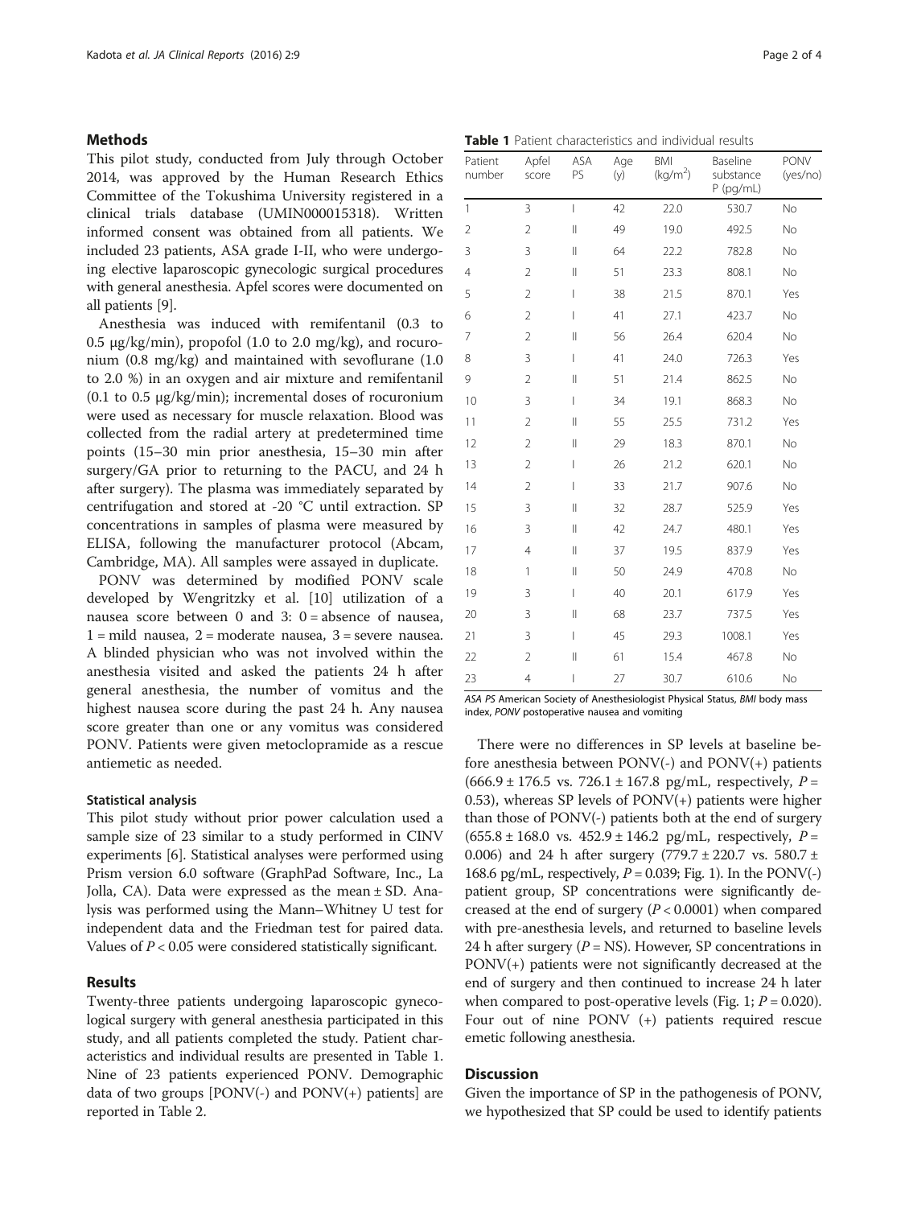## Methods

This pilot study, conducted from July through October 2014, was approved by the Human Research Ethics Committee of the Tokushima University registered in a clinical trials database (UMIN000015318). Written informed consent was obtained from all patients. We included 23 patients, ASA grade I-II, who were undergoing elective laparoscopic gynecologic surgical procedures with general anesthesia. Apfel scores were documented on all patients [9].

Anesthesia was induced with remifentanil (0.3 to 0.5 μg/kg/min), propofol (1.0 to 2.0 mg/kg), and rocuronium (0.8 mg/kg) and maintained with sevoflurane (1.0 to 2.0 %) in an oxygen and air mixture and remifentanil (0.1 to 0.5 μg/kg/min); incremental doses of rocuronium were used as necessary for muscle relaxation. Blood was collected from the radial artery at predetermined time points (15–30 min prior anesthesia, 15–30 min after surgery/GA prior to returning to the PACU, and 24 h after surgery). The plasma was immediately separated by centrifugation and stored at -20 °C until extraction. SP concentrations in samples of plasma were measured by ELISA, following the manufacturer protocol (Abcam, Cambridge, MA). All samples were assayed in duplicate.

PONV was determined by modified PONV scale developed by Wengritzky et al. [10] utilization of a nausea score between 0 and 3: 0 = absence of nausea, 1 = mild nausea, 2 = moderate nausea, 3 = severe nausea. A blinded physician who was not involved within the anesthesia visited and asked the patients 24 h after general anesthesia, the number of vomitus and the highest nausea score during the past 24 h. Any nausea score greater than one or any vomitus was considered PONV. Patients were given metoclopramide as a rescue antiemetic as needed.

### Statistical analysis

This pilot study without prior power calculation used a sample size of 23 similar to a study performed in CINV experiments [6]. Statistical analyses were performed using Prism version 6.0 software (GraphPad Software, Inc., La Jolla, CA). Data were expressed as the mean ± SD. Analysis was performed using the Mann–Whitney U test for independent data and the Friedman test for paired data. Values of $P < 0.05$ were considered statistically significant.

## Results

Twenty-three patients undergoing laparoscopic gynecological surgery with general anesthesia participated in this study, and all patients completed the study. Patient characteristics and individual results are presented in Table 1. Nine of 23 patients experienced PONV. Demographic data of two groups [PONV(-) and PONV(+) patients] are reported in Table 2.

**Table 1** Patient characteristics and individual results

| Patient number | Apfel score | ASA PS | Age (y) | BMI (kg/m$^2$) | Baseline substance P (pg/mL) | PONV (yes/no) |
|---|---|---|---|---|---|---|
| 1 | 3 | I | 42 | 22.0 | 530.7 | No |
| 2 | 2 | II | 49 | 19.0 | 492.5 | No |
| 3 | 3 | II | 64 | 22.2 | 782.8 | No |
| 4 | 2 | II | 51 | 23.3 | 808.1 | No |
| 5 | 2 | I | 38 | 21.5 | 870.1 | Yes |
| 6 | 2 | I | 41 | 27.1 | 423.7 | No |
| 7 | 2 | II | 56 | 26.4 | 620.4 | No |
| 8 | 3 | I | 41 | 24.0 | 726.3 | Yes |
| 9 | 2 | II | 51 | 21.4 | 862.5 | No |
| 10 | 3 | I | 34 | 19.1 | 868.3 | No |
| 11 | 2 | II | 55 | 25.5 | 731.2 | Yes |
| 12 | 2 | II | 29 | 18.3 | 870.1 | No |
| 13 | 2 | I | 26 | 21.2 | 620.1 | No |
| 14 | 2 | I | 33 | 21.7 | 907.6 | No |
| 15 | 3 | II | 32 | 28.7 | 525.9 | Yes |
| 16 | 3 | II | 42 | 24.7 | 480.1 | Yes |
| 17 | 4 | II | 37 | 19.5 | 837.9 | Yes |
| 18 | 1 | II | 50 | 24.9 | 470.8 | No |
| 19 | 3 | I | 40 | 20.1 | 617.9 | Yes |
| 20 | 3 | II | 68 | 23.7 | 737.5 | Yes |
| 21 | 3 | I | 45 | 29.3 | 1008.1 | Yes |
| 22 | 2 | II | 61 | 15.4 | 467.8 | No |
| 23 | 4 | I | 27 | 30.7 | 610.6 | No |

*ASA PS* American Society of Anesthesiologist Physical Status, *BMI* body mass index, *PONV* postoperative nausea and vomiting

There were no differences in SP levels at baseline before anesthesia between PONV(-) and PONV(+) patients (666.9 ± 176.5 vs. 726.1 ± 167.8 pg/mL, respectively, $P = 0.53$), whereas SP levels of PONV(+) patients were higher than those of PONV(-) patients both at the end of surgery (655.8 ± 168.0 vs. 452.9 ± 146.2 pg/mL, respectively, $P = 0.006$) and 24 h after surgery (779.7 ± 220.7 vs. 580.7 ± 168.6 pg/mL, respectively, $P = 0.039$; Fig. 1). In the PONV(-) patient group, SP concentrations were significantly decreased at the end of surgery ($P < 0.0001$) when compared with pre-anesthesia levels, and returned to baseline levels 24 h after surgery ($P$ = NS). However, SP concentrations in PONV(+) patients were not significantly decreased at the end of surgery and then continued to increase 24 h later when compared to post-operative levels (Fig. 1; $P = 0.020$). Four out of nine PONV (+) patients required rescue emetic following anesthesia.

## Discussion

Given the importance of SP in the pathogenesis of PONV, we hypothesized that SP could be used to identify patients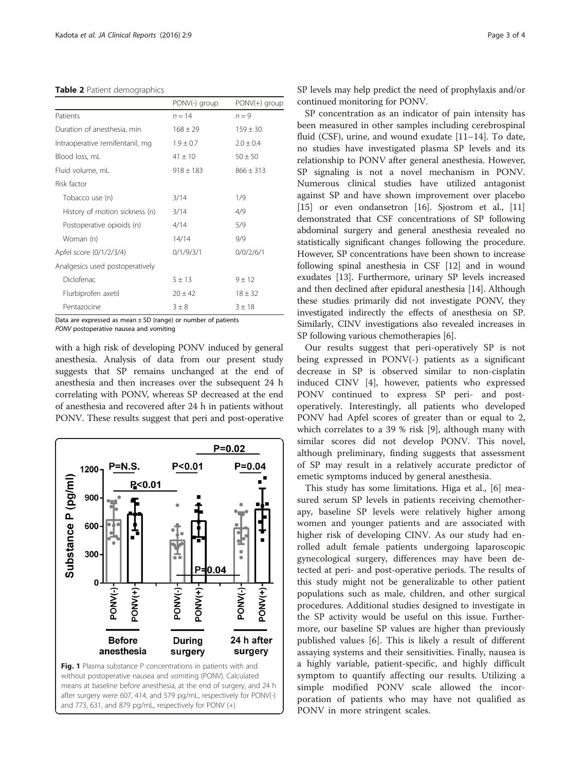**Table 2** Patient demographics

| | PONV(-) group | PONV(+) group |
|---|---|---|
| Patients | $n = 14$ | $n = 9$ |
| Duration of anesthesia, min | 168 ± 29 | 159 ± 30 |
| Intraoperative remifentanil, mg | 1.9 ± 0.7 | 2.0 ± 0.4 |
| Blood loss, mL | 41 ± 10 | 50 ± 50 |
| Fluid volume, mL | 918 ± 183 | 866 ± 313 |
| Risk factor | | |
| Tobacco use (n) | 3/14 | 1/9 |
| History of motion sickness (n) | 3/14 | 4/9 |
| Postoperative opioids (n) | 4/14 | 5/9 |
| Woman (n) | 14/14 | 9/9 |
| Apfel score (0/1/2/3/4) | 0/1/9/3/1 | 0/0/2/6/1 |
| Analgesics used postoperatively | | |
| Diclofenac | 5 ± 13 | 9 ± 12 |
| Flurbiprofen axetil | 20 ± 42 | 18 ± 32 |
| Pentazocine | 3 ± 8 | 3 ± 18 |

Data are expressed as mean ± SD (range) or number of patients
*PONV* postoperative nausea and vomiting

with a high risk of developing PONV induced by general anesthesia. Analysis of data from our present study suggests that SP remains unchanged at the end of anesthesia and then increases over the subsequent 24 h correlating with PONV, whereas SP decreased at the end of anesthesia and recovered after 24 h in patients without PONV. These results suggest that peri and post-operative SP levels may help predict the need of prophylaxis and/or continued monitoring for PONV.

**Fig. 1** Plasma substance P concentrations in patients with and without postoperative nausea and vomiting (PONV). Calculated means at baseline before anesthesia, at the end of surgery, and 24 h after surgery were 607, 414, and 579 pg/mL, respectively for PONV(-) and 773, 631, and 879 pg/mL, respectively for PONV (+)

SP concentration as an indicator of pain intensity has been measured in other samples including cerebrospinal fluid (CSF), urine, and wound exudate [11–14]. To date, no studies have investigated plasma SP levels and its relationship to PONV after general anesthesia. However, SP signaling is not a novel mechanism in PONV. Numerous clinical studies have utilized antagonist against SP and have shown improvement over placebo [15] or even ondansetron [16]. Sjostrom et al., [11] demonstrated that CSF concentrations of SP following abdominal surgery and general anesthesia revealed no statistically significant changes following the procedure. However, SP concentrations have been shown to increase following spinal anesthesia in CSF [12] and in wound exudates [13]. Furthermore, urinary SP levels increased and then declined after epidural anesthesia [14]. Although these studies primarily did not investigate PONV, they investigated indirectly the effects of anesthesia on SP. Similarly, CINV investigations also revealed increases in SP following various chemotherapies [6].

Our results suggest that peri-operatively SP is not being expressed in PONV(-) patients as a significant decrease in SP is observed similar to non-cisplatin induced CINV [4], however, patients who expressed PONV continued to express SP peri- and post-operatively. Interestingly, all patients who developed PONV had Apfel scores of greater than or equal to 2, which correlates to a 39 % risk [9], although many with similar scores did not develop PONV. This novel, although preliminary, finding suggests that assessment of SP may result in a relatively accurate predictor of emetic symptoms induced by general anesthesia.

This study has some limitations. Higa et al., [6] measured serum SP levels in patients receiving chemotherapy, baseline SP levels were relatively higher among women and younger patients and are associated with higher risk of developing CINV. As our study had enrolled adult female patients undergoing laparoscopic gynecological surgery, differences may have been detected at peri- and post-operative periods. The results of this study might not be generalizable to other patient populations such as male, children, and other surgical procedures. Additional studies designed to investigate in the SP activity would be useful on this issue. Furthermore, our baseline SP values are higher than previously published values [6]. This is likely a result of different assaying systems and their sensitivities. Finally, nausea is a highly variable, patient-specific, and highly difficult symptom to quantify affecting our results. Utilizing a simple modified PONV scale allowed the incorporation of patients who may have not qualified as PONV in more stringent scales.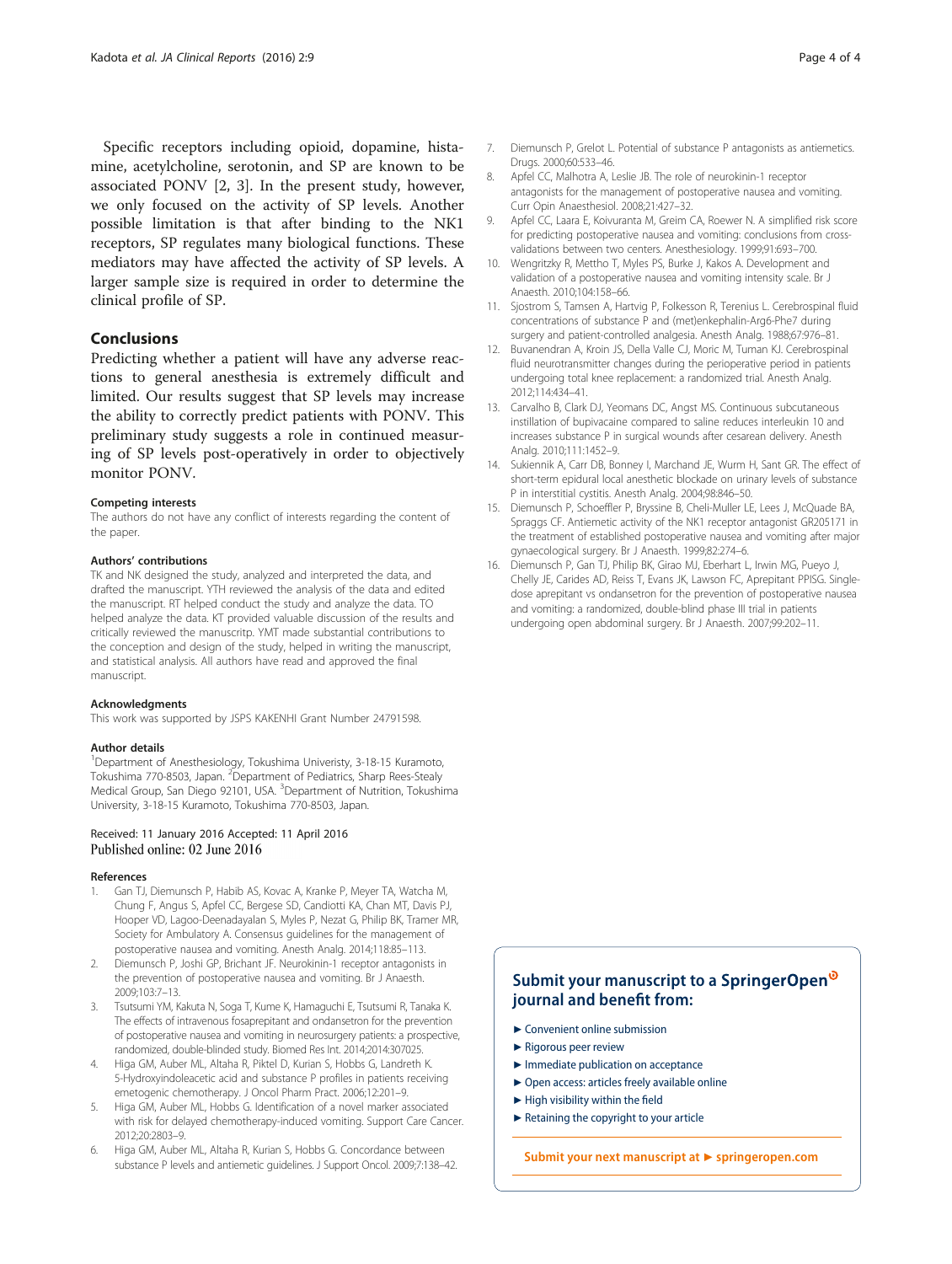Specific receptors including opioid, dopamine, histamine, acetylcholine, serotonin, and SP are known to be associated PONV [2, 3]. In the present study, however, we only focused on the activity of SP levels. Another possible limitation is that after binding to the NK1 receptors, SP regulates many biological functions. These mediators may have affected the activity of SP levels. A larger sample size is required in order to determine the clinical profile of SP.

## Conclusions

Predicting whether a patient will have any adverse reactions to general anesthesia is extremely difficult and limited. Our results suggest that SP levels may increase the ability to correctly predict patients with PONV. This preliminary study suggests a role in continued measuring of SP levels post-operatively in order to objectively monitor PONV.

#### Competing interests

The authors do not have any conflict of interests regarding the content of the paper.

#### Authors' contributions

TK and NK designed the study, analyzed and interpreted the data, and drafted the manuscript. YTH reviewed the analysis of the data and edited the manuscript. RT helped conduct the study and analyze the data. TO helped analyze the data. KT provided valuable discussion of the results and critically reviewed the manuscritp. YMT made substantial contributions to the conception and design of the study, helped in writing the manuscript, and statistical analysis. All authors have read and approved the final manuscript.

#### Acknowledgments

This work was supported by JSPS KAKENHI Grant Number 24791598.

#### Author details

[1]Department of Anesthesiology, Tokushima Univeristy, 3-18-15 Kuramoto, Tokushima 770-8503, Japan. [2]Department of Pediatrics, Sharp Rees-Stealy Medical Group, San Diego 92101, USA. [3]Department of Nutrition, Tokushima University, 3-18-15 Kuramoto, Tokushima 770-8503, Japan.

Received: 11 January 2016 Accepted: 11 April 2016
Published online: 02 June 2016

#### References

1. Gan TJ, Diemunsch P, Habib AS, Kovac A, Kranke P, Meyer TA, Watcha M, Chung F, Angus S, Apfel CC, Bergese SD, Candiotti KA, Chan MT, Davis PJ, Hooper VD, Lagoo-Deenadayalan S, Myles P, Nezat G, Philip BK, Tramer MR, Society for Ambulatory A. Consensus guidelines for the management of postoperative nausea and vomiting. Anesth Analg. 2014;118:85–113.
2. Diemunsch P, Joshi GP, Brichant JF. Neurokinin-1 receptor antagonists in the prevention of postoperative nausea and vomiting. Br J Anaesth. 2009;103:7–13.
3. Tsutsumi YM, Kakuta N, Soga T, Kume K, Hamaguchi E, Tsutsumi R, Tanaka K. The effects of intravenous fosaprepitant and ondansetron for the prevention of postoperative nausea and vomiting in neurosurgery patients: a prospective, randomized, double-blinded study. Biomed Res Int. 2014;2014:307025.
4. Higa GM, Auber ML, Altaha R, Piktel D, Kurian S, Hobbs G, Landreth K. 5-Hydroxyindoleacetic acid and substance P profiles in patients receiving emetogenic chemotherapy. J Oncol Pharm Pract. 2006;12:201–9.
5. Higa GM, Auber ML, Hobbs G. Identification of a novel marker associated with risk for delayed chemotherapy-induced vomiting. Support Care Cancer. 2012;20:2803–9.
6. Higa GM, Auber ML, Altaha R, Kurian S, Hobbs G. Concordance between substance P levels and antiemetic guidelines. J Support Oncol. 2009;7:138–42.
7. Diemunsch P, Grelot L. Potential of substance P antagonists as antiemetics. Drugs. 2000;60:533–46.
8. Apfel CC, Malhotra A, Leslie JB. The role of neurokinin-1 receptor antagonists for the management of postoperative nausea and vomiting. Curr Opin Anaesthesiol. 2008;21:427–32.
9. Apfel CC, Laara E, Koivuranta M, Greim CA, Roewer N. A simplified risk score for predicting postoperative nausea and vomiting: conclusions from cross-validations between two centers. Anesthesiology. 1999;91:693–700.
10. Wengritzky R, Mettho T, Myles PS, Burke J, Kakos A. Development and validation of a postoperative nausea and vomiting intensity scale. Br J Anaesth. 2010;104:158–66.
11. Sjostrom S, Tamsen A, Hartvig P, Folkesson R, Terenius L. Cerebrospinal fluid concentrations of substance P and (met)enkephalin-Arg6-Phe7 during surgery and patient-controlled analgesia. Anesth Analg. 1988;67:976–81.
12. Buvanendran A, Kroin JS, Della Valle CJ, Moric M, Tuman KJ. Cerebrospinal fluid neurotransmitter changes during the perioperative period in patients undergoing total knee replacement: a randomized trial. Anesth Analg. 2012;114:434–41.
13. Carvalho B, Clark DJ, Yeomans DC, Angst MS. Continuous subcutaneous instillation of bupivacaine compared to saline reduces interleukin 10 and increases substance P in surgical wounds after cesarean delivery. Anesth Analg. 2010;111:1452–9.
14. Sukiennik A, Carr DB, Bonney I, Marchand JE, Wurm H, Sant GR. The effect of short-term epidural local anesthetic blockade on urinary levels of substance P in interstitial cystitis. Anesth Analg. 2004;98:846–50.
15. Diemunsch P, Schoeffler P, Bryssine B, Cheli-Muller LE, Lees J, McQuade BA, Spraggs CF. Antiemetic activity of the NK1 receptor antagonist GR205171 in the treatment of established postoperative nausea and vomiting after major gynaecological surgery. Br J Anaesth. 1999;82:274–6.
16. Diemunsch P, Gan TJ, Philip BK, Girao MJ, Eberhart L, Irwin MG, Pueyo J, Chelly JE, Carides AD, Reiss T, Evans JK, Lawson FC, Aprepitant PPISG. Single-dose aprepitant vs ondansetron for the prevention of postoperative nausea and vomiting: a randomized, double-blind phase III trial in patients undergoing open abdominal surgery. Br J Anaesth. 2007;99:202–11.

**Submit your manuscript to a SpringerOpen journal and benefit from:**

- ► Convenient online submission
- ► Rigorous peer review
- ► Immediate publication on acceptance
- ► Open access: articles freely available online
- ► High visibility within the field
- ► Retaining the copyright to your article

**Submit your next manuscript at ► springeropen.com**